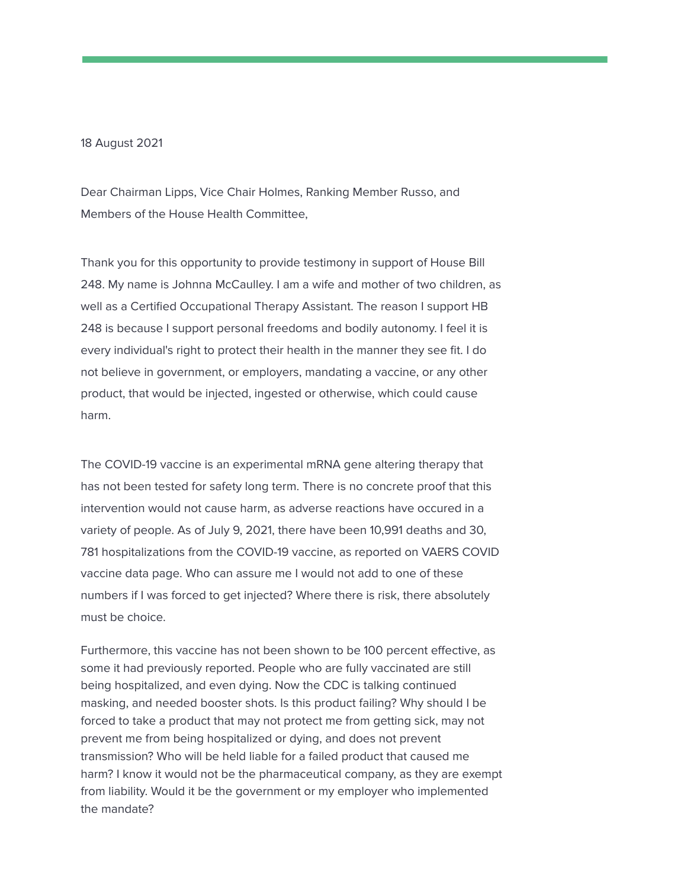18 August 2021

Dear Chairman Lipps, Vice Chair Holmes, Ranking Member Russo, and Members of the House Health Committee,

Thank you for this opportunity to provide testimony in support of House Bill 248. My name is Johnna McCaulley. I am a wife and mother of two children, as well as a Certified Occupational Therapy Assistant. The reason I support HB 248 is because I support personal freedoms and bodily autonomy. I feel it is every individual's right to protect their health in the manner they see fit. I do not believe in government, or employers, mandating a vaccine, or any other product, that would be injected, ingested or otherwise, which could cause harm.

The COVID-19 vaccine is an experimental mRNA gene altering therapy that has not been tested for safety long term. There is no concrete proof that this intervention would not cause harm, as adverse reactions have occured in a variety of people. As of July 9, 2021, there have been 10,991 deaths and 30, 781 hospitalizations from the COVID-19 vaccine, as reported on VAERS COVID vaccine data page. Who can assure me I would not add to one of these numbers if I was forced to get injected? Where there is risk, there absolutely must be choice.

Furthermore, this vaccine has not been shown to be 100 percent effective, as some it had previously reported. People who are fully vaccinated are still being hospitalized, and even dying. Now the CDC is talking continued masking, and needed booster shots. Is this product failing? Why should I be forced to take a product that may not protect me from getting sick, may not prevent me from being hospitalized or dying, and does not prevent transmission? Who will be held liable for a failed product that caused me harm? I know it would not be the pharmaceutical company, as they are exempt from liability. Would it be the government or my employer who implemented the mandate?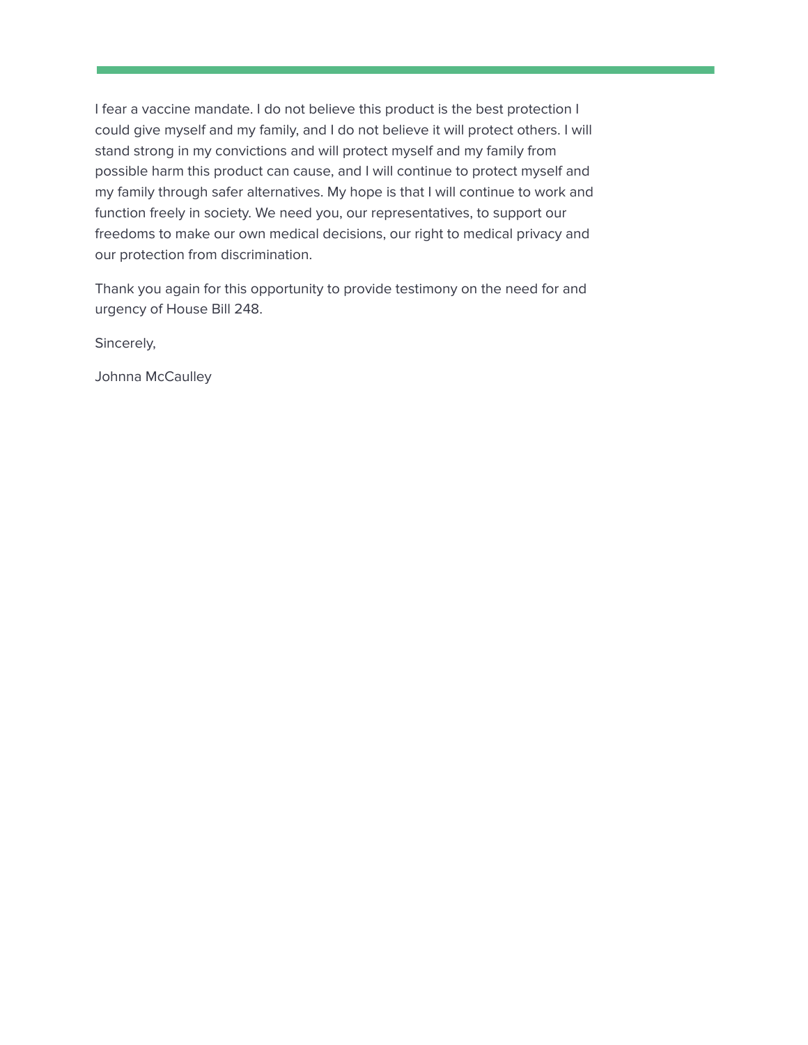I fear a vaccine mandate. I do not believe this product is the best protection I could give myself and my family, and I do not believe it will protect others. I will stand strong in my convictions and will protect myself and my family from possible harm this product can cause, and I will continue to protect myself and my family through safer alternatives. My hope is that I will continue to work and function freely in society. We need you, our representatives, to support our freedoms to make our own medical decisions, our right to medical privacy and our protection from discrimination.

Thank you again for this opportunity to provide testimony on the need for and urgency of House Bill 248.

Sincerely,

Johnna McCaulley